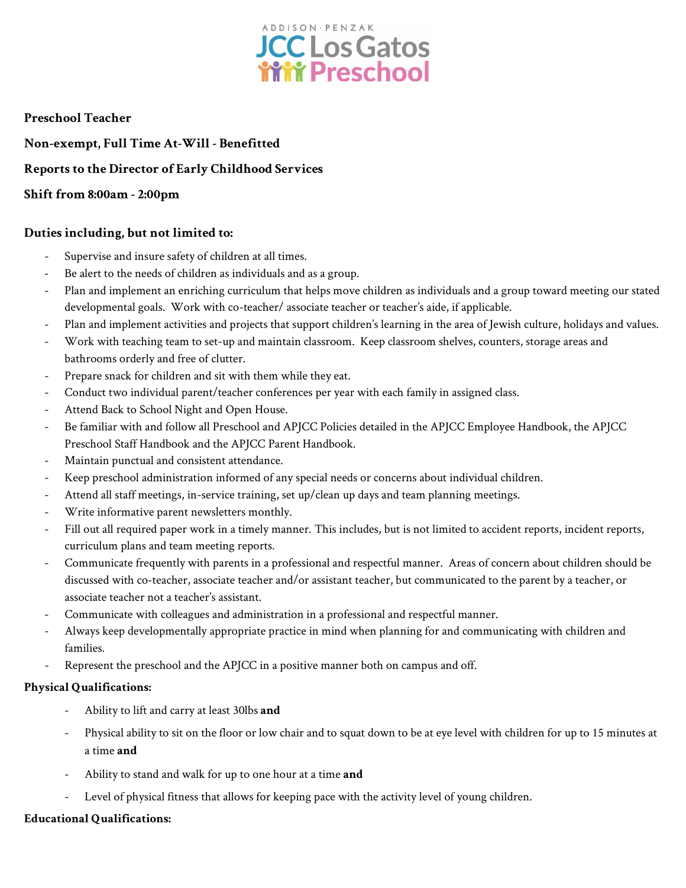**Preschool Teacher**

**Non-exempt, Full Time At-Will - Benefitted**

**Reports to the Director of Early Childhood Services**

**Shift from 8:00am - 2:00pm**

**Duties including, but not limited to:**

- Supervise and insure safety of children at all times.
- Be alert to the needs of children as individuals and as a group.
- Plan and implement an enriching curriculum that helps move children as individuals and a group toward meeting our stated developmental goals. Work with co-teacher/ associate teacher or teacher's aide, if applicable.
- Plan and implement activities and projects that support children's learning in the area of Jewish culture, holidays and values.
- Work with teaching team to set-up and maintain classroom. Keep classroom shelves, counters, storage areas and bathrooms orderly and free of clutter.
- Prepare snack for children and sit with them while they eat.
- Conduct two individual parent/teacher conferences per year with each family in assigned class.
- Attend Back to School Night and Open House.
- Be familiar with and follow all Preschool and APJCC Policies detailed in the APJCC Employee Handbook, the APJCC Preschool Staff Handbook and the APJCC Parent Handbook.
- Maintain punctual and consistent attendance.
- Keep preschool administration informed of any special needs or concerns about individual children.
- Attend all staff meetings, in-service training, set up/clean up days and team planning meetings.
- Write informative parent newsletters monthly.
- Fill out all required paper work in a timely manner. This includes, but is not limited to accident reports, incident reports, curriculum plans and team meeting reports.
- Communicate frequently with parents in a professional and respectful manner. Areas of concern about children should be discussed with co-teacher, associate teacher and/or assistant teacher, but communicated to the parent by a teacher, or associate teacher not a teacher's assistant.
- Communicate with colleagues and administration in a professional and respectful manner.
- Always keep developmentally appropriate practice in mind when planning for and communicating with children and families.
- Represent the preschool and the APJCC in a positive manner both on campus and off.

**Physical Qualifications:**

- Ability to lift and carry at least 30lbs **and**
- Physical ability to sit on the floor or low chair and to squat down to be at eye level with children for up to 15 minutes at a time **and**
- Ability to stand and walk for up to one hour at a time **and**
- Level of physical fitness that allows for keeping pace with the activity level of young children.

**Educational Qualifications:**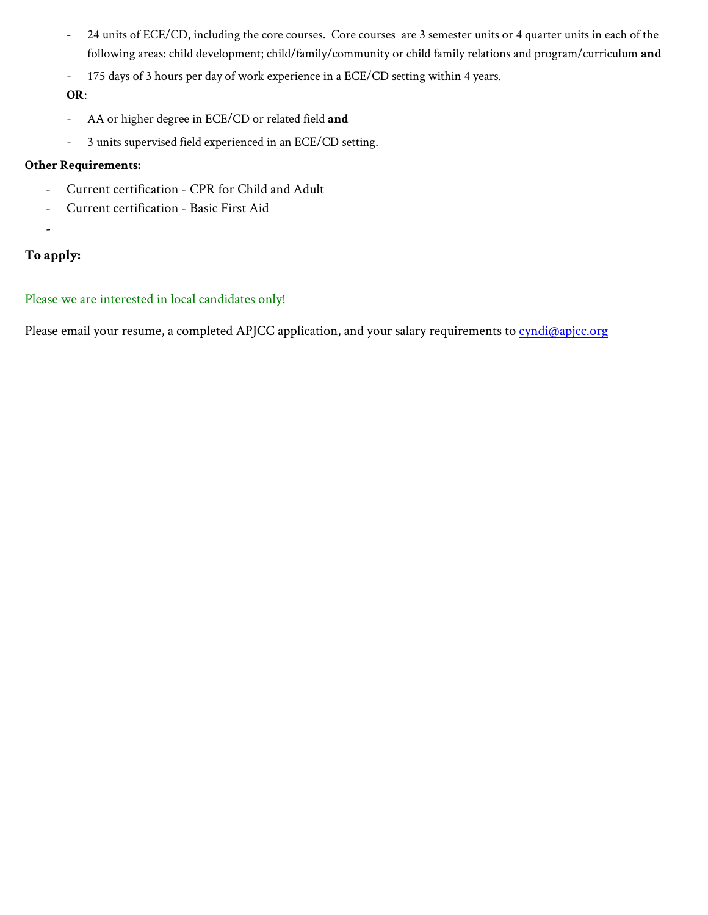- 24 units of ECE/CD, including the core courses. Core courses are 3 semester units or 4 quarter units in each of the following areas: child development; child/family/community or child family relations and program/curriculum **and**
- 175 days of 3 hours per day of work experience in a ECE/CD setting within 4 years.

**OR**:

- AA or higher degree in ECE/CD or related field **and**
- 3 units supervised field experienced in an ECE/CD setting.

**Other Requirements:**

- Current certification - CPR for Child and Adult
- Current certification - Basic First Aid
-

**To apply:**

Please we are interested in local candidates only!

Please email your resume, a completed APJCC application, and your salary requirements to cyndi@apjcc.org